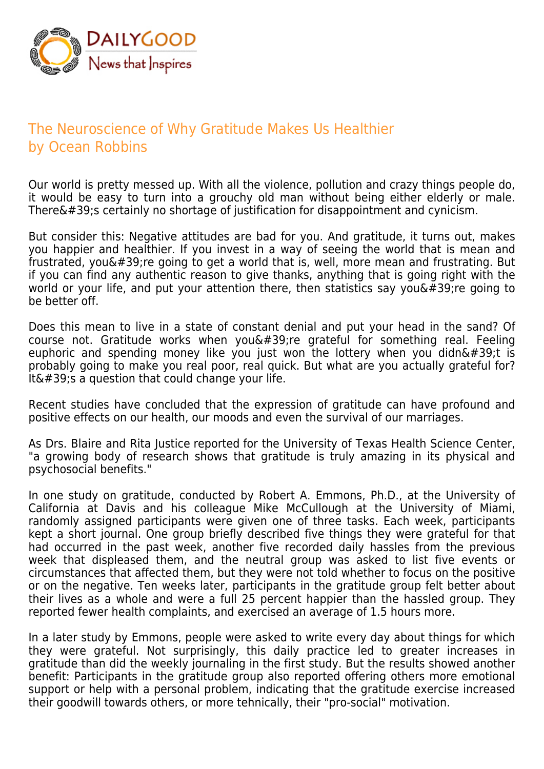DAILYGOOD
News that Inspires

# The Neuroscience of Why Gratitude Makes Us Healthier
by Ocean Robbins

Our world is pretty messed up. With all the violence, pollution and crazy things people do, it would be easy to turn into a grouchy old man without being either elderly or male. There&#39;s certainly no shortage of justification for disappointment and cynicism.

But consider this: Negative attitudes are bad for you. And gratitude, it turns out, makes you happier and healthier. If you invest in a way of seeing the world that is mean and frustrated, you&#39;re going to get a world that is, well, more mean and frustrating. But if you can find any authentic reason to give thanks, anything that is going right with the world or your life, and put your attention there, then statistics say you&#39;re going to be better off.

Does this mean to live in a state of constant denial and put your head in the sand? Of course not. Gratitude works when you&#39;re grateful for something real. Feeling euphoric and spending money like you just won the lottery when you didn&#39;t is probably going to make you real poor, real quick. But what are you actually grateful for? It&#39;s a question that could change your life.

Recent studies have concluded that the expression of gratitude can have profound and positive effects on our health, our moods and even the survival of our marriages.

As Drs. Blaire and Rita Justice reported for the University of Texas Health Science Center, "a growing body of research shows that gratitude is truly amazing in its physical and psychosocial benefits."

In one study on gratitude, conducted by Robert A. Emmons, Ph.D., at the University of California at Davis and his colleague Mike McCullough at the University of Miami, randomly assigned participants were given one of three tasks. Each week, participants kept a short journal. One group briefly described five things they were grateful for that had occurred in the past week, another five recorded daily hassles from the previous week that displeased them, and the neutral group was asked to list five events or circumstances that affected them, but they were not told whether to focus on the positive or on the negative. Ten weeks later, participants in the gratitude group felt better about their lives as a whole and were a full 25 percent happier than the hassled group. They reported fewer health complaints, and exercised an average of 1.5 hours more.

In a later study by Emmons, people were asked to write every day about things for which they were grateful. Not surprisingly, this daily practice led to greater increases in gratitude than did the weekly journaling in the first study. But the results showed another benefit: Participants in the gratitude group also reported offering others more emotional support or help with a personal problem, indicating that the gratitude exercise increased their goodwill towards others, or more tehnically, their "pro-social" motivation.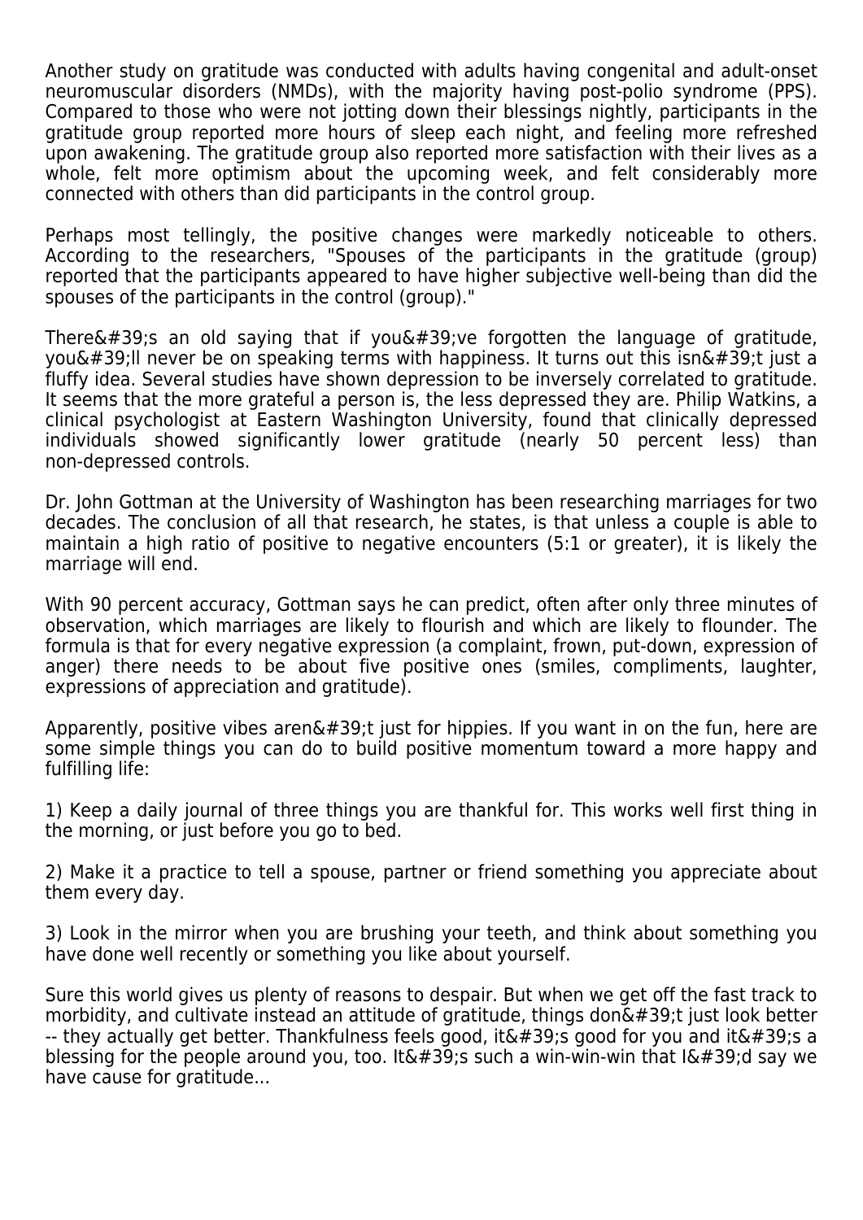Another study on gratitude was conducted with adults having congenital and adult-onset neuromuscular disorders (NMDs), with the majority having post-polio syndrome (PPS). Compared to those who were not jotting down their blessings nightly, participants in the gratitude group reported more hours of sleep each night, and feeling more refreshed upon awakening. The gratitude group also reported more satisfaction with their lives as a whole, felt more optimism about the upcoming week, and felt considerably more connected with others than did participants in the control group.

Perhaps most tellingly, the positive changes were markedly noticeable to others. According to the researchers, "Spouses of the participants in the gratitude (group) reported that the participants appeared to have higher subjective well-being than did the spouses of the participants in the control (group)."

There&#39;s an old saying that if you&#39;ve forgotten the language of gratitude, you&#39;ll never be on speaking terms with happiness. It turns out this isn&#39;t just a fluffy idea. Several studies have shown depression to be inversely correlated to gratitude. It seems that the more grateful a person is, the less depressed they are. Philip Watkins, a clinical psychologist at Eastern Washington University, found that clinically depressed individuals showed significantly lower gratitude (nearly 50 percent less) than non-depressed controls.

Dr. John Gottman at the University of Washington has been researching marriages for two decades. The conclusion of all that research, he states, is that unless a couple is able to maintain a high ratio of positive to negative encounters (5:1 or greater), it is likely the marriage will end.

With 90 percent accuracy, Gottman says he can predict, often after only three minutes of observation, which marriages are likely to flourish and which are likely to flounder. The formula is that for every negative expression (a complaint, frown, put-down, expression of anger) there needs to be about five positive ones (smiles, compliments, laughter, expressions of appreciation and gratitude).

Apparently, positive vibes aren&#39;t just for hippies. If you want in on the fun, here are some simple things you can do to build positive momentum toward a more happy and fulfilling life:

1) Keep a daily journal of three things you are thankful for. This works well first thing in the morning, or just before you go to bed.

2) Make it a practice to tell a spouse, partner or friend something you appreciate about them every day.

3) Look in the mirror when you are brushing your teeth, and think about something you have done well recently or something you like about yourself.

Sure this world gives us plenty of reasons to despair. But when we get off the fast track to morbidity, and cultivate instead an attitude of gratitude, things don&#39;t just look better -- they actually get better. Thankfulness feels good, it&#39;s good for you and it&#39;s a blessing for the people around you, too. It&#39;s such a win-win-win that I&#39;d say we have cause for gratitude...